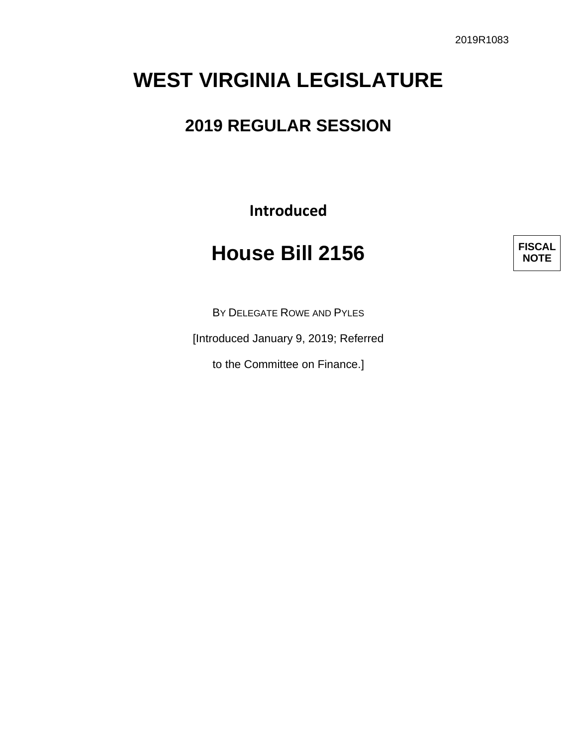2019R1083

# WEST VIRGINIA LEGISLATURE

## 2019 REGULAR SESSION

**Introduced**

# House Bill 2156

**FISCAL NOTE**

BY DELEGATE ROWE AND PYLES

[Introduced January 9, 2019; Referred

to the Committee on Finance.]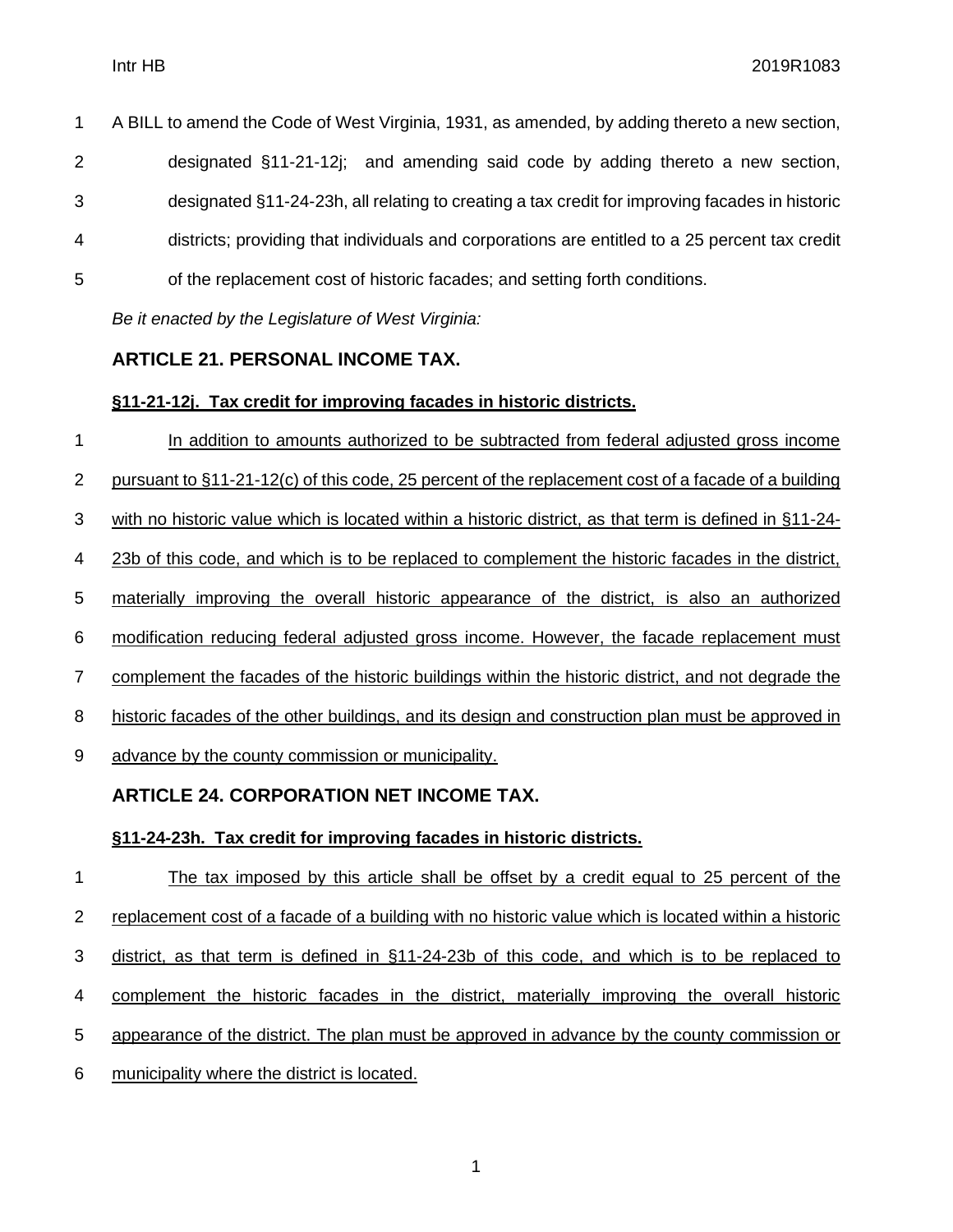A BILL to amend the Code of West Virginia, 1931, as amended, by adding thereto a new section, designated §11-21-12j; and amending said code by adding thereto a new section, designated §11-24-23h, all relating to creating a tax credit for improving facades in historic districts; providing that individuals and corporations are entitled to a 25 percent tax credit of the replacement cost of historic facades; and setting forth conditions.

*Be it enacted by the Legislature of West Virginia:*

## ARTICLE 21. PERSONAL INCOME TAX.

### §11-21-12j. Tax credit for improving facades in historic districts.

In addition to amounts authorized to be subtracted from federal adjusted gross income pursuant to §11-21-12(c) of this code, 25 percent of the replacement cost of a facade of a building with no historic value which is located within a historic district, as that term is defined in §11-24-23b of this code, and which is to be replaced to complement the historic facades in the district, materially improving the overall historic appearance of the district, is also an authorized modification reducing federal adjusted gross income. However, the facade replacement must complement the facades of the historic buildings within the historic district, and not degrade the historic facades of the other buildings, and its design and construction plan must be approved in advance by the county commission or municipality.

## ARTICLE 24. CORPORATION NET INCOME TAX.

### §11-24-23h. Tax credit for improving facades in historic districts.

The tax imposed by this article shall be offset by a credit equal to 25 percent of the replacement cost of a facade of a building with no historic value which is located within a historic district, as that term is defined in §11-24-23b of this code, and which is to be replaced to complement the historic facades in the district, materially improving the overall historic appearance of the district. The plan must be approved in advance by the county commission or municipality where the district is located.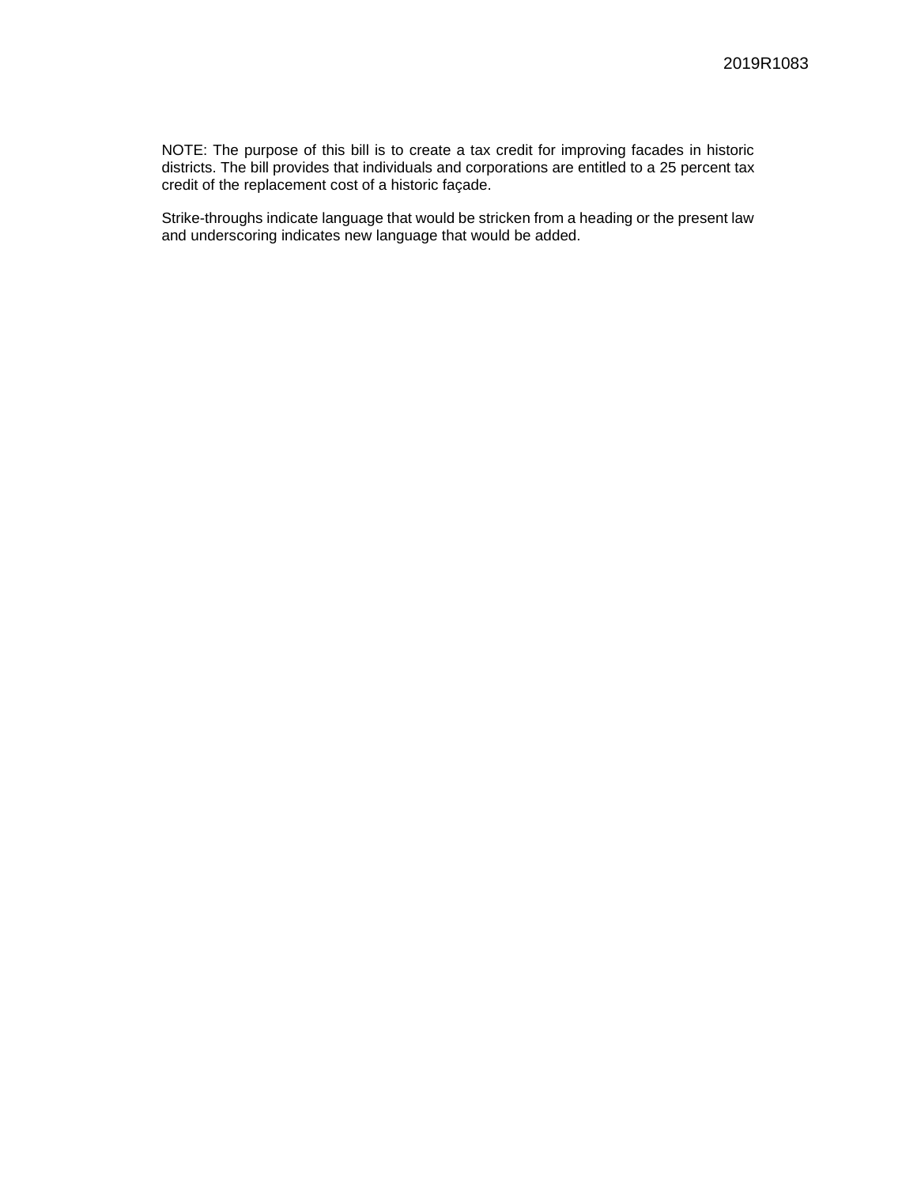NOTE: The purpose of this bill is to create a tax credit for improving facades in historic districts. The bill provides that individuals and corporations are entitled to a 25 percent tax credit of the replacement cost of a historic façade.

Strike-throughs indicate language that would be stricken from a heading or the present law and underscoring indicates new language that would be added.